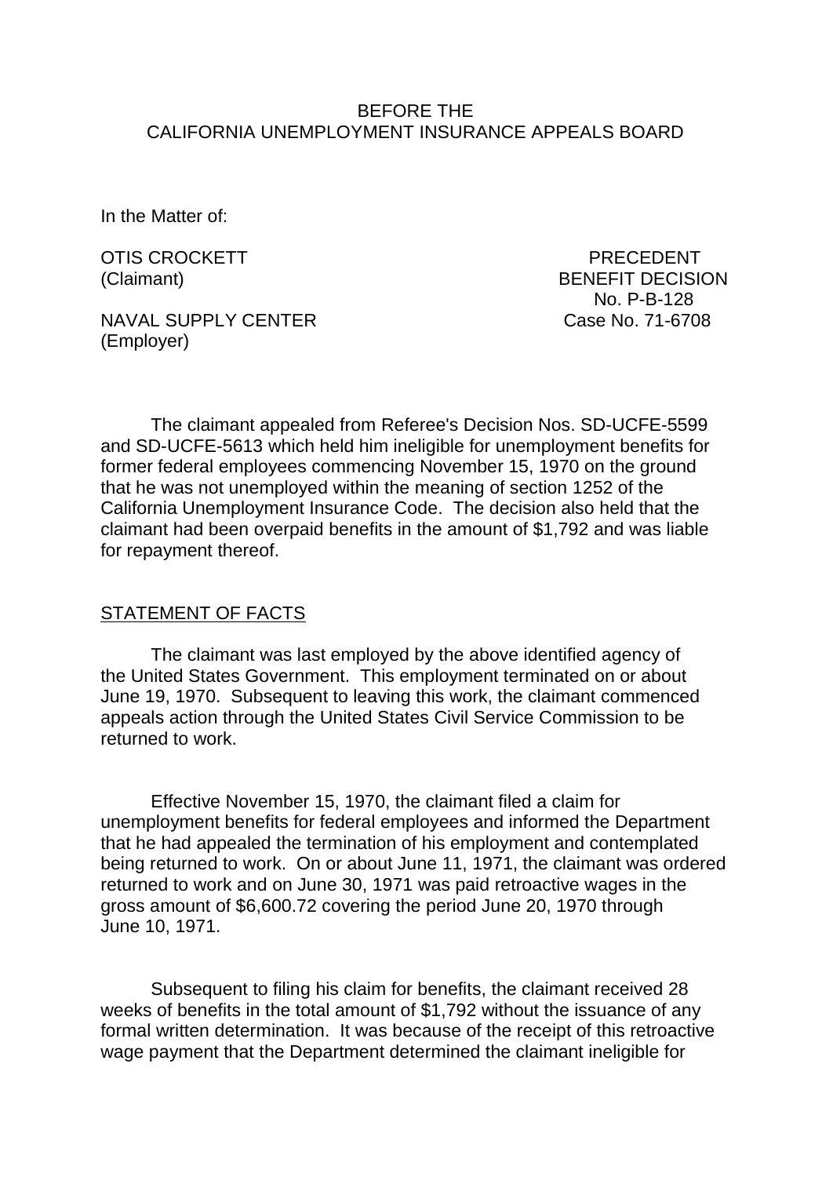BEFORE THE
CALIFORNIA UNEMPLOYMENT INSURANCE APPEALS BOARD

In the Matter of:

OTIS CROCKETT
(Claimant)

PRECEDENT
BENEFIT DECISION
No. P-B-128
Case No. 71-6708

NAVAL SUPPLY CENTER
(Employer)

The claimant appealed from Referee's Decision Nos. SD-UCFE-5599 and SD-UCFE-5613 which held him ineligible for unemployment benefits for former federal employees commencing November 15, 1970 on the ground that he was not unemployed within the meaning of section 1252 of the California Unemployment Insurance Code. The decision also held that the claimant had been overpaid benefits in the amount of $1,792 and was liable for repayment thereof.

## STATEMENT OF FACTS

The claimant was last employed by the above identified agency of the United States Government. This employment terminated on or about June 19, 1970. Subsequent to leaving this work, the claimant commenced appeals action through the United States Civil Service Commission to be returned to work.

Effective November 15, 1970, the claimant filed a claim for unemployment benefits for federal employees and informed the Department that he had appealed the termination of his employment and contemplated being returned to work. On or about June 11, 1971, the claimant was ordered returned to work and on June 30, 1971 was paid retroactive wages in the gross amount of $6,600.72 covering the period June 20, 1970 through June 10, 1971.

Subsequent to filing his claim for benefits, the claimant received 28 weeks of benefits in the total amount of $1,792 without the issuance of any formal written determination. It was because of the receipt of this retroactive wage payment that the Department determined the claimant ineligible for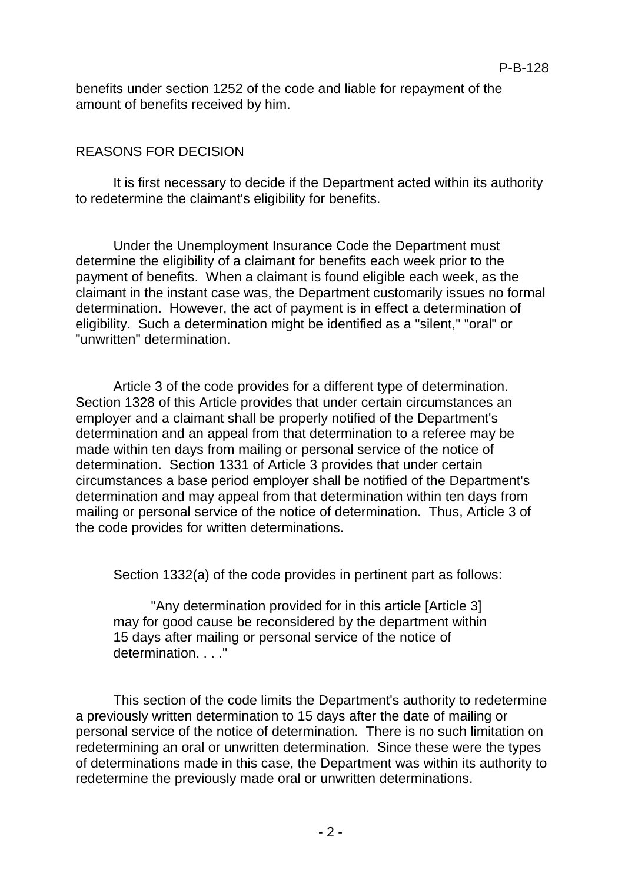benefits under section 1252 of the code and liable for repayment of the amount of benefits received by him.

## REASONS FOR DECISION

It is first necessary to decide if the Department acted within its authority to redetermine the claimant's eligibility for benefits.

Under the Unemployment Insurance Code the Department must determine the eligibility of a claimant for benefits each week prior to the payment of benefits. When a claimant is found eligible each week, as the claimant in the instant case was, the Department customarily issues no formal determination. However, the act of payment is in effect a determination of eligibility. Such a determination might be identified as a "silent," "oral" or "unwritten" determination.

Article 3 of the code provides for a different type of determination. Section 1328 of this Article provides that under certain circumstances an employer and a claimant shall be properly notified of the Department's determination and an appeal from that determination to a referee may be made within ten days from mailing or personal service of the notice of determination. Section 1331 of Article 3 provides that under certain circumstances a base period employer shall be notified of the Department's determination and may appeal from that determination within ten days from mailing or personal service of the notice of determination. Thus, Article 3 of the code provides for written determinations.

Section 1332(a) of the code provides in pertinent part as follows:

> "Any determination provided for in this article [Article 3] may for good cause be reconsidered by the department within 15 days after mailing or personal service of the notice of determination. . . ."

This section of the code limits the Department's authority to redetermine a previously written determination to 15 days after the date of mailing or personal service of the notice of determination. There is no such limitation on redetermining an oral or unwritten determination. Since these were the types of determinations made in this case, the Department was within its authority to redetermine the previously made oral or unwritten determinations.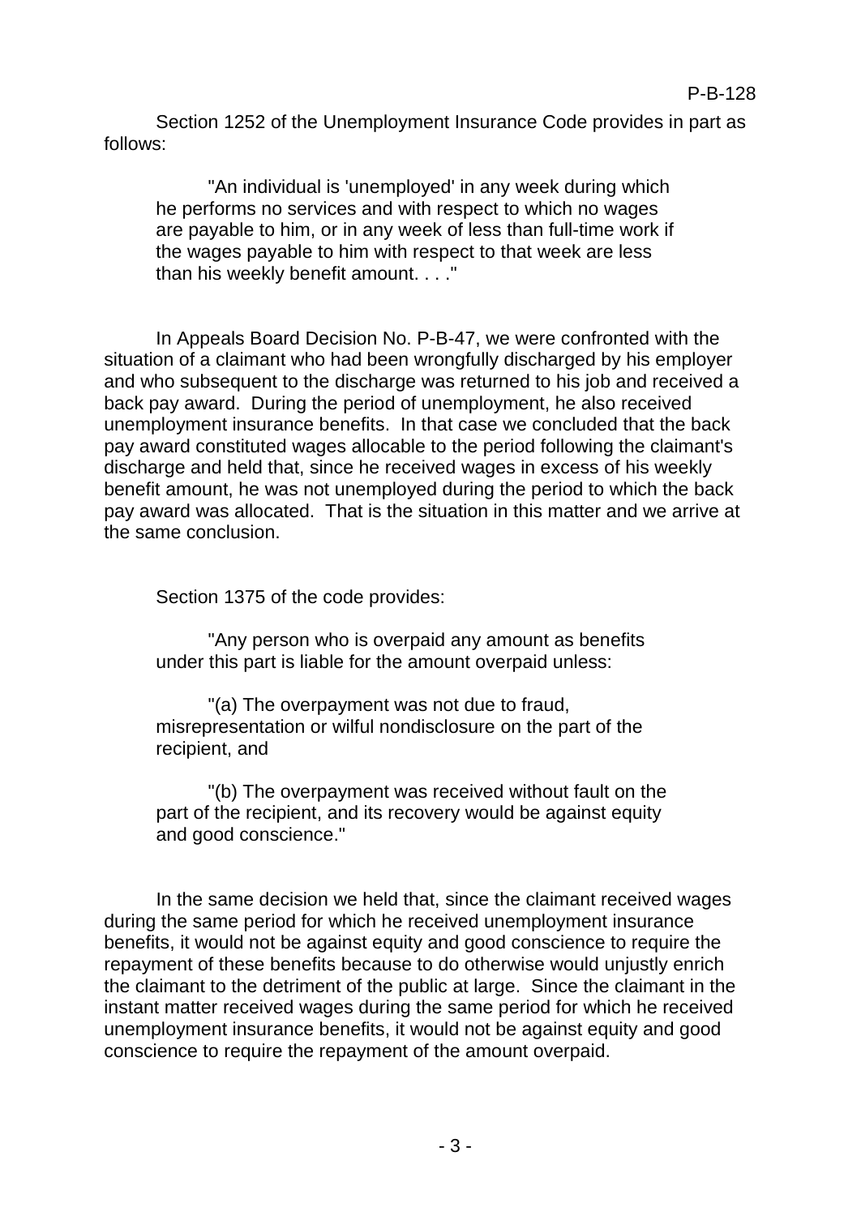Section 1252 of the Unemployment Insurance Code provides in part as follows:

> "An individual is 'unemployed' in any week during which he performs no services and with respect to which no wages are payable to him, or in any week of less than full-time work if the wages payable to him with respect to that week are less than his weekly benefit amount. . . ."

In Appeals Board Decision No. P-B-47, we were confronted with the situation of a claimant who had been wrongfully discharged by his employer and who subsequent to the discharge was returned to his job and received a back pay award. During the period of unemployment, he also received unemployment insurance benefits. In that case we concluded that the back pay award constituted wages allocable to the period following the claimant's discharge and held that, since he received wages in excess of his weekly benefit amount, he was not unemployed during the period to which the back pay award was allocated. That is the situation in this matter and we arrive at the same conclusion.

Section 1375 of the code provides:

> "Any person who is overpaid any amount as benefits under this part is liable for the amount overpaid unless:
>
> "(a) The overpayment was not due to fraud, misrepresentation or wilful nondisclosure on the part of the recipient, and
>
> "(b) The overpayment was received without fault on the part of the recipient, and its recovery would be against equity and good conscience."

In the same decision we held that, since the claimant received wages during the same period for which he received unemployment insurance benefits, it would not be against equity and good conscience to require the repayment of these benefits because to do otherwise would unjustly enrich the claimant to the detriment of the public at large. Since the claimant in the instant matter received wages during the same period for which he received unemployment insurance benefits, it would not be against equity and good conscience to require the repayment of the amount overpaid.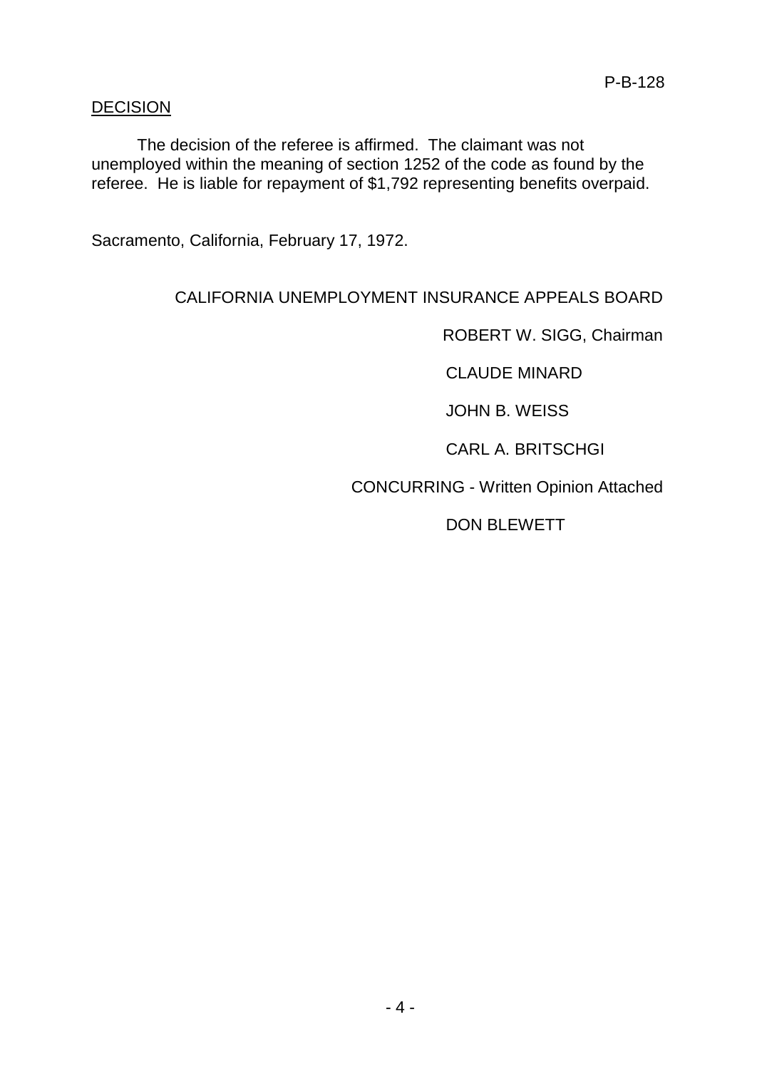<u>DECISION</u>

The decision of the referee is affirmed. The claimant was not unemployed within the meaning of section 1252 of the code as found by the referee. He is liable for repayment of $1,792 representing benefits overpaid.

Sacramento, California, February 17, 1972.

CALIFORNIA UNEMPLOYMENT INSURANCE APPEALS BOARD

ROBERT W. SIGG, Chairman

CLAUDE MINARD

JOHN B. WEISS

CARL A. BRITSCHGI

CONCURRING - Written Opinion Attached

DON BLEWETT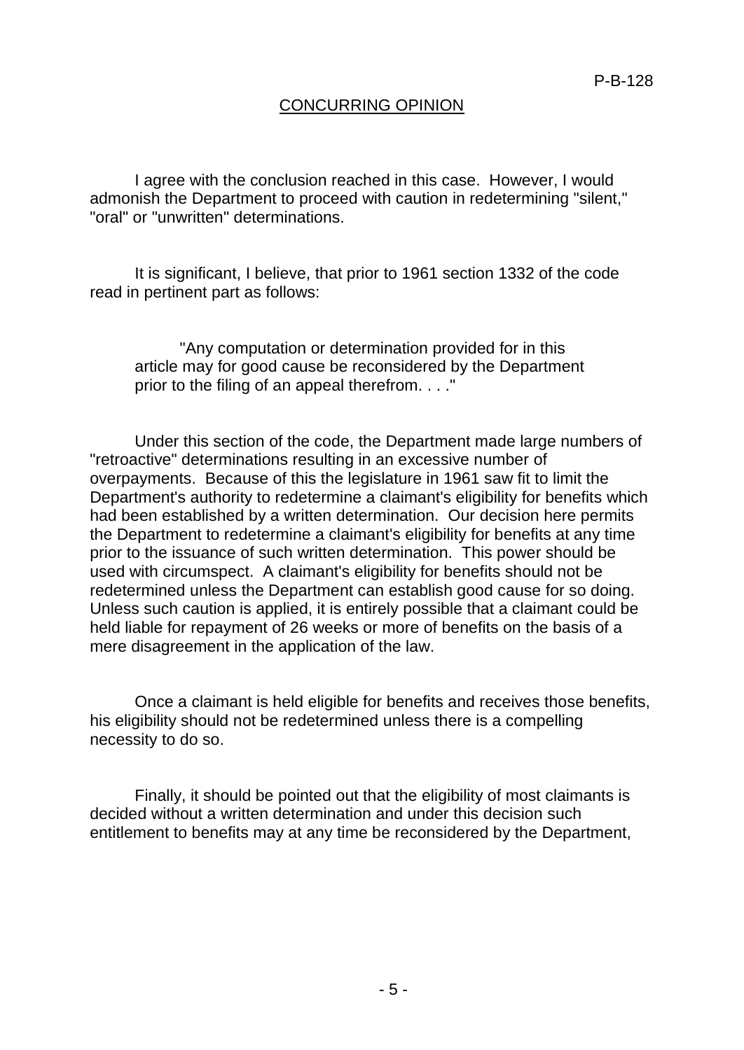## CONCURRING OPINION

I agree with the conclusion reached in this case. However, I would admonish the Department to proceed with caution in redetermining "silent," "oral" or "unwritten" determinations.

It is significant, I believe, that prior to 1961 section 1332 of the code read in pertinent part as follows:

> "Any computation or determination provided for in this article may for good cause be reconsidered by the Department prior to the filing of an appeal therefrom. . . ."

Under this section of the code, the Department made large numbers of "retroactive" determinations resulting in an excessive number of overpayments. Because of this the legislature in 1961 saw fit to limit the Department's authority to redetermine a claimant's eligibility for benefits which had been established by a written determination. Our decision here permits the Department to redetermine a claimant's eligibility for benefits at any time prior to the issuance of such written determination. This power should be used with circumspect. A claimant's eligibility for benefits should not be redetermined unless the Department can establish good cause for so doing. Unless such caution is applied, it is entirely possible that a claimant could be held liable for repayment of 26 weeks or more of benefits on the basis of a mere disagreement in the application of the law.

Once a claimant is held eligible for benefits and receives those benefits, his eligibility should not be redetermined unless there is a compelling necessity to do so.

Finally, it should be pointed out that the eligibility of most claimants is decided without a written determination and under this decision such entitlement to benefits may at any time be reconsidered by the Department,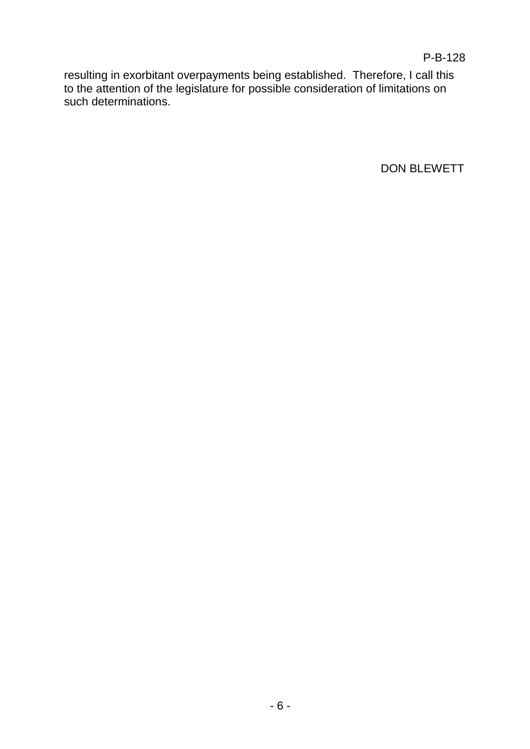resulting in exorbitant overpayments being established. Therefore, I call this to the attention of the legislature for possible consideration of limitations on such determinations.

DON BLEWETT